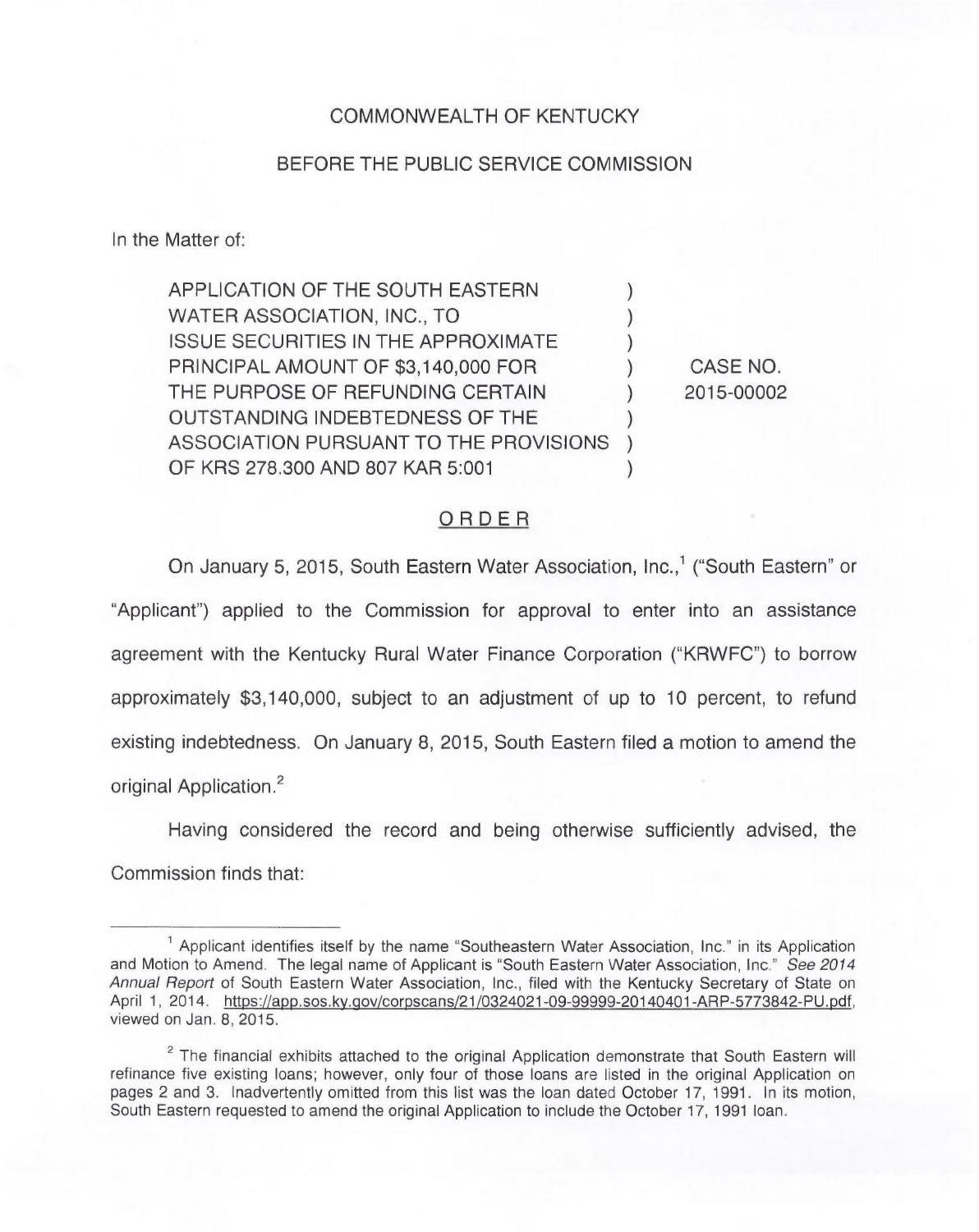COMMONWEALTH OF KENTUCKY

BEFORE THE PUBLIC SERVICE COMMISSION

In the Matter of:

| | | |
|---|---|---|
| APPLICATION OF THE SOUTH EASTERN WATER ASSOCIATION, INC., TO ISSUE SECURITIES IN THE APPROXIMATE PRINCIPAL AMOUNT OF $3,140,000 FOR THE PURPOSE OF REFUNDING CERTAIN OUTSTANDING INDEBTEDNESS OF THE ASSOCIATION PURSUANT TO THE PROVISIONS OF KRS 278.300 AND 807 KAR 5:001 | ) | CASE NO. 2015-00002 |

## ORDER

On January 5, 2015, South Eastern Water Association, Inc.,[1] ("South Eastern" or "Applicant") applied to the Commission for approval to enter into an assistance agreement with the Kentucky Rural Water Finance Corporation ("KRWFC") to borrow approximately $3,140,000, subject to an adjustment of up to 10 percent, to refund existing indebtedness. On January 8, 2015, South Eastern filed a motion to amend the original Application.[2]

Having considered the record and being otherwise sufficiently advised, the Commission finds that:

---

[1] Applicant identifies itself by the name "Southeastern Water Association, Inc." in its Application and Motion to Amend. The legal name of Applicant is "South Eastern Water Association, Inc." *See 2014 Annual Report* of South Eastern Water Association, Inc., filed with the Kentucky Secretary of State on April 1, 2014. https://app.sos.ky.gov/corpscans/21/0324021-09-99999-20140401-ARP-5773842-PU.pdf, viewed on Jan. 8, 2015.

[2] The financial exhibits attached to the original Application demonstrate that South Eastern will refinance five existing loans; however, only four of those loans are listed in the original Application on pages 2 and 3. Inadvertently omitted from this list was the loan dated October 17, 1991. In its motion, South Eastern requested to amend the original Application to include the October 17, 1991 loan.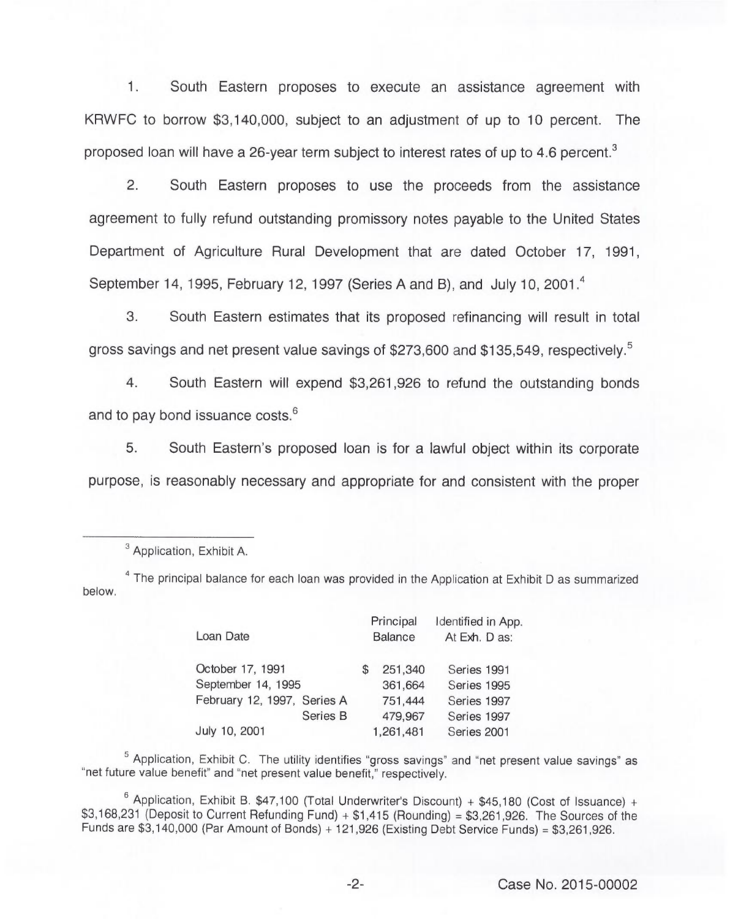1. South Eastern proposes to execute an assistance agreement with KRWFC to borrow $3,140,000, subject to an adjustment of up to 10 percent. The proposed loan will have a 26-year term subject to interest rates of up to 4.6 percent.[3]

2. South Eastern proposes to use the proceeds from the assistance agreement to fully refund outstanding promissory notes payable to the United States Department of Agriculture Rural Development that are dated October 17, 1991, September 14, 1995, February 12, 1997 (Series A and B), and July 10, 2001.[4]

3. South Eastern estimates that its proposed refinancing will result in total gross savings and net present value savings of $273,600 and $135,549, respectively.[5]

4. South Eastern will expend $3,261,926 to refund the outstanding bonds and to pay bond issuance costs.[6]

5. South Eastern's proposed loan is for a lawful object within its corporate purpose, is reasonably necessary and appropriate for and consistent with the proper

---

[3] Application, Exhibit A.

[4] The principal balance for each loan was provided in the Application at Exhibit D as summarized below.

| Loan Date | Principal Balance | Identified in App. At Exh. D as: |
|---|---|---|
| October 17, 1991 | $ 251,340 | Series 1991 |
| September 14, 1995 | 361,664 | Series 1995 |
| February 12, 1997, Series A | 751,444 | Series 1997 |
| Series B | 479,967 | Series 1997 |
| July 10, 2001 | 1,261,481 | Series 2001 |

[5] Application, Exhibit C. The utility identifies "gross savings" and "net present value savings" as "net future value benefit" and "net present value benefit," respectively.

[6] Application, Exhibit B. $47,100 (Total Underwriter's Discount) + $45,180 (Cost of Issuance) + $3,168,231 (Deposit to Current Refunding Fund) + $1,415 (Rounding) = $3,261,926. The Sources of the Funds are $3,140,000 (Par Amount of Bonds) + 121,926 (Existing Debt Service Funds) = $3,261,926.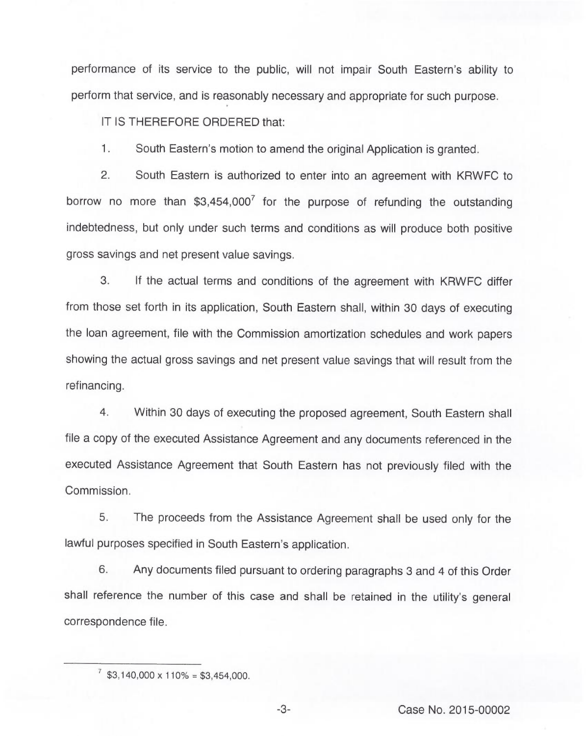performance of its service to the public, will not impair South Eastern's ability to perform that service, and is reasonably necessary and appropriate for such purpose.

IT IS THEREFORE ORDERED that:

1. South Eastern's motion to amend the original Application is granted.

2. South Eastern is authorized to enter into an agreement with KRWFC to borrow no more than $3,454,000[7] for the purpose of refunding the outstanding indebtedness, but only under such terms and conditions as will produce both positive gross savings and net present value savings.

3. If the actual terms and conditions of the agreement with KRWFC differ from those set forth in its application, South Eastern shall, within 30 days of executing the loan agreement, file with the Commission amortization schedules and work papers showing the actual gross savings and net present value savings that will result from the refinancing.

4. Within 30 days of executing the proposed agreement, South Eastern shall file a copy of the executed Assistance Agreement and any documents referenced in the executed Assistance Agreement that South Eastern has not previously filed with the Commission.

5. The proceeds from the Assistance Agreement shall be used only for the lawful purposes specified in South Eastern's application.

6. Any documents filed pursuant to ordering paragraphs 3 and 4 of this Order shall reference the number of this case and shall be retained in the utility's general correspondence file.

---

[7] $3,140,000 x 110% = $3,454,000.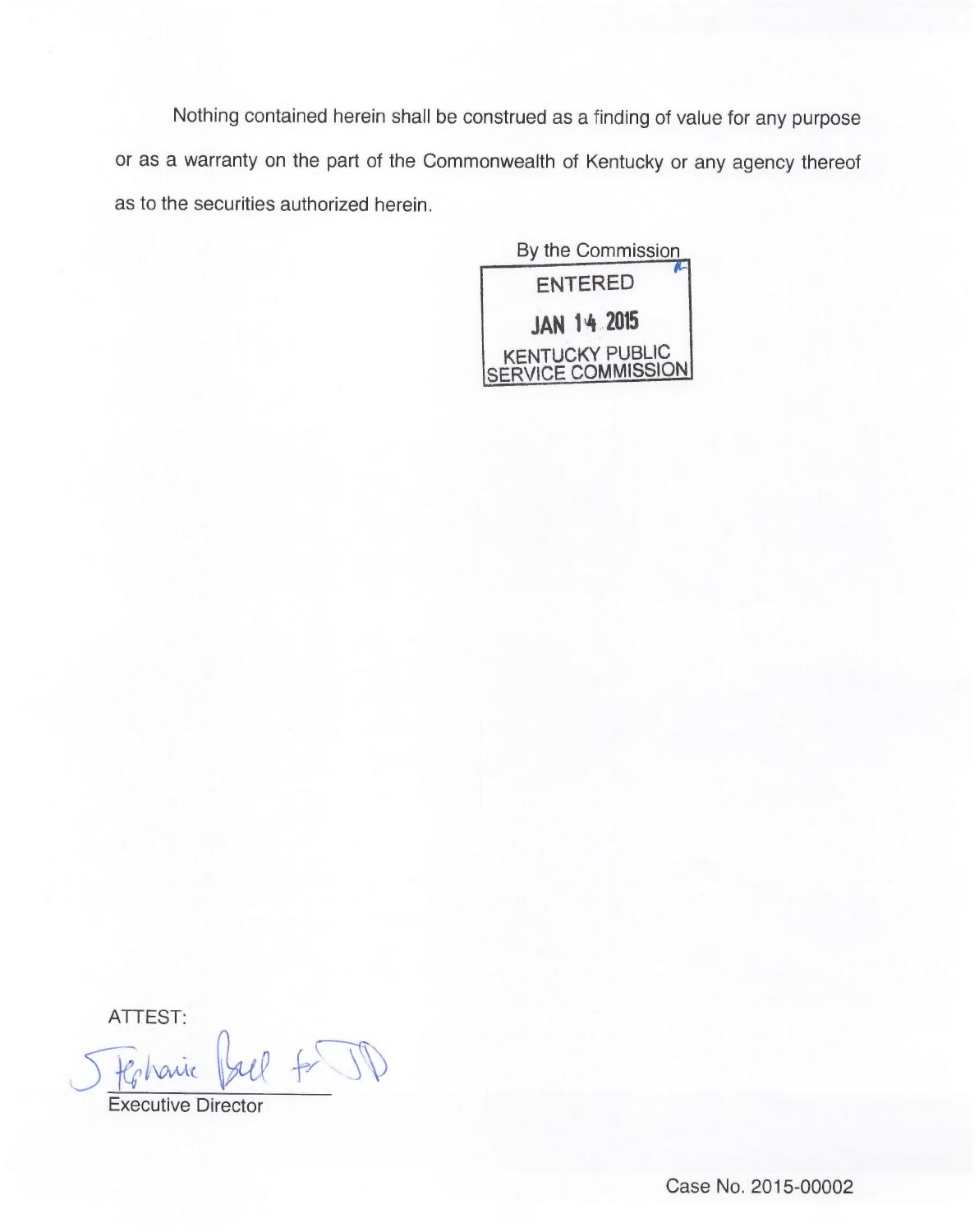Nothing contained herein shall be construed as a finding of value for any purpose or as a warranty on the part of the Commonwealth of Kentucky or any agency thereof as to the securities authorized herein.

By the Commission

ENTERED

JAN 14 2015

KENTUCKY PUBLIC SERVICE COMMISSION

ATTEST:

Stephanie Bell for JD

Executive Director

Case No. 2015-00002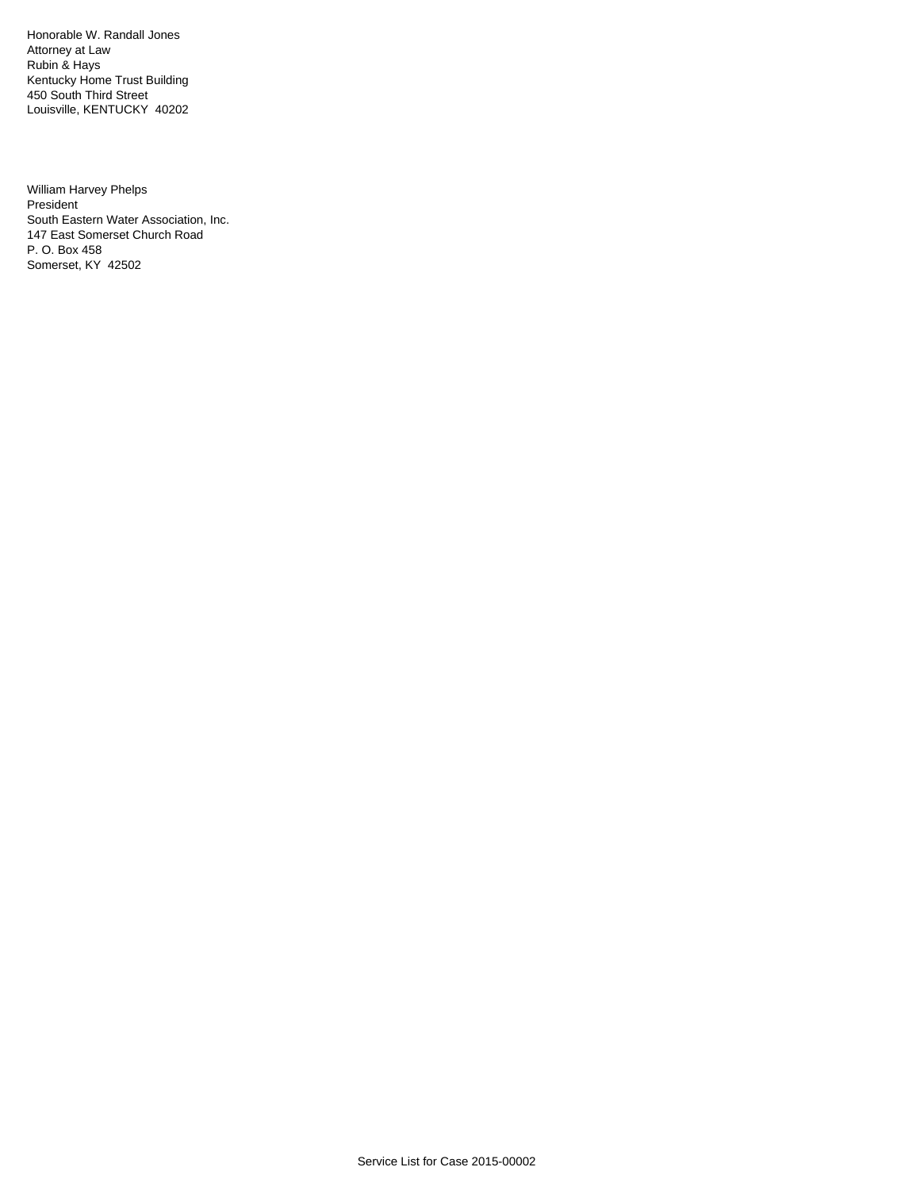Honorable W. Randall Jones
Attorney at Law
Rubin & Hays
Kentucky Home Trust Building
450 South Third Street
Louisville, KENTUCKY  40202

William Harvey Phelps
President
South Eastern Water Association, Inc.
147 East Somerset Church Road
P. O. Box 458
Somerset, KY  42502

Service List for Case 2015-00002